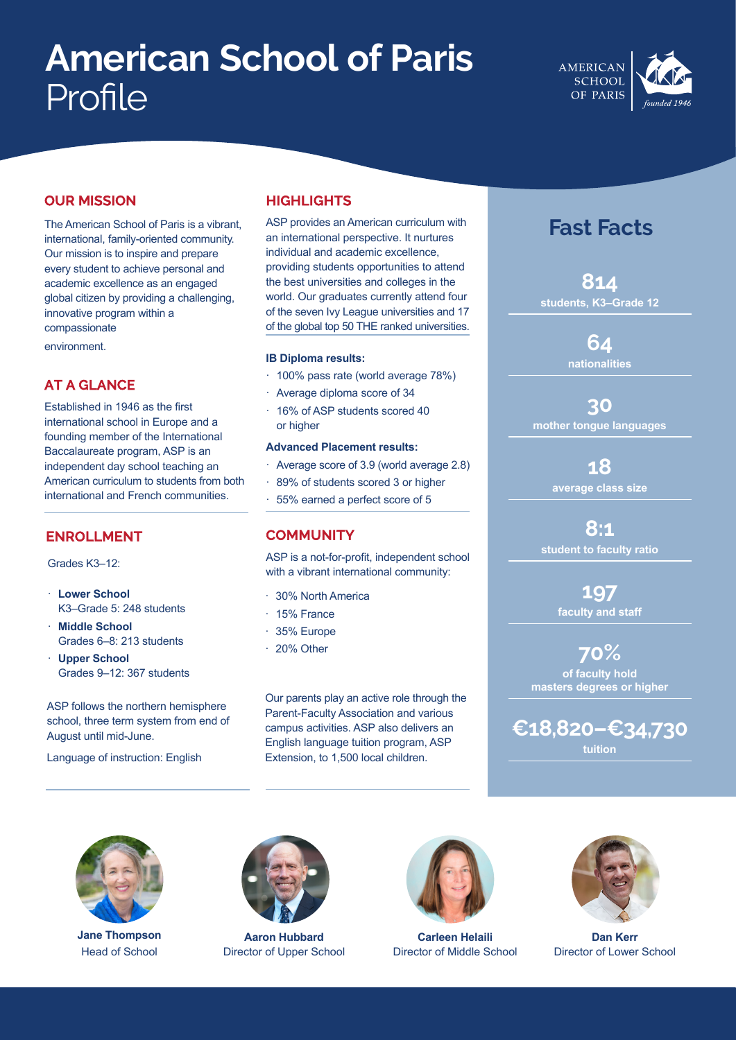# American School of Paris Profile

AMERICAN SCHOOL OF PARIS *founded 1946*

## OUR MISSION

The American School of Paris is a vibrant, international, family-oriented community. Our mission is to inspire and prepare every student to achieve personal and academic excellence as an engaged global citizen by providing a challenging, innovative program within a compassionate environment.

## AT A GLANCE

Established in 1946 as the first international school in Europe and a founding member of the International Baccalaureate program, ASP is an independent day school teaching an American curriculum to students from both international and French communities.

## ENROLLMENT

Grades K3–12:

- **Lower School**
  K3–Grade 5: 248 students
- **Middle School**
  Grades 6–8: 213 students
- **Upper School**
  Grades 9–12: 367 students

ASP follows the northern hemisphere school, three term system from end of August until mid-June.

Language of instruction: English

## HIGHLIGHTS

ASP provides an American curriculum with an international perspective. It nurtures individual and academic excellence, providing students opportunities to attend the best universities and colleges in the world. Our graduates currently attend four of the seven Ivy League universities and 17 of the global top 50 THE ranked universities.

**IB Diploma results:**

- 100% pass rate (world average 78%)
- Average diploma score of 34
- 16% of ASP students scored 40 or higher

**Advanced Placement results:**

- Average score of 3.9 (world average 2.8)
- 89% of students scored 3 or higher
- 55% earned a perfect score of 5

## COMMUNITY

ASP is a not-for-profit, independent school with a vibrant international community:

- 30% North America
- 15% France
- 35% Europe
- 20% Other

Our parents play an active role through the Parent-Faculty Association and various campus activities. ASP also delivers an English language tuition program, ASP Extension, to 1,500 local children.

## Fast Facts

**814**
students, K3–Grade 12

**64**
nationalities

**30**
mother tongue languages

**18**
average class size

**8:1**
student to faculty ratio

**197**
faculty and staff

**70%**
of faculty hold masters degrees or higher

**€18,820–€34,730**
tuition

**Jane Thompson**
Head of School

**Aaron Hubbard**
Director of Upper School

**Carleen Helaili**
Director of Middle School

**Dan Kerr**
Director of Lower School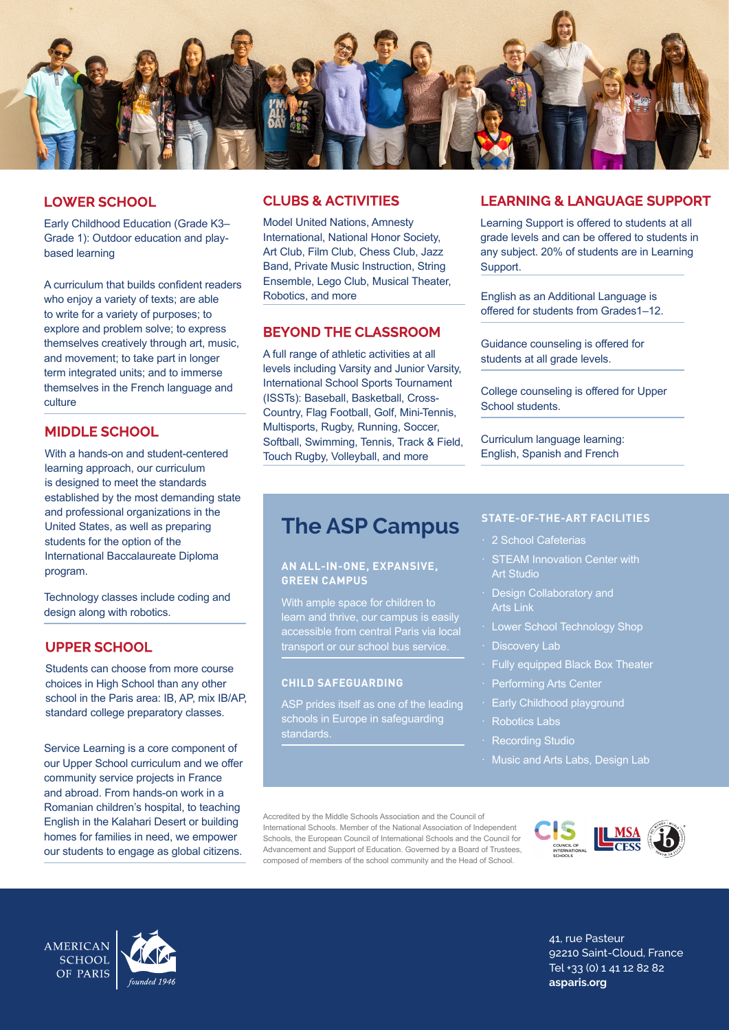## LOWER SCHOOL

Early Childhood Education (Grade K3–Grade 1): Outdoor education and play-based learning

A curriculum that builds confident readers who enjoy a variety of texts; are able to write for a variety of purposes; to explore and problem solve; to express themselves creatively through art, music, and movement; to take part in longer term integrated units; and to immerse themselves in the French language and culture

## MIDDLE SCHOOL

With a hands-on and student-centered learning approach, our curriculum is designed to meet the standards established by the most demanding state and professional organizations in the United States, as well as preparing students for the option of the International Baccalaureate Diploma program.

Technology classes include coding and design along with robotics.

## UPPER SCHOOL

Students can choose from more course choices in High School than any other school in the Paris area: IB, AP, mix IB/AP, standard college preparatory classes.

Service Learning is a core component of our Upper School curriculum and we offer community service projects in France and abroad. From hands-on work in a Romanian children's hospital, to teaching English in the Kalahari Desert or building homes for families in need, we empower our students to engage as global citizens.

## CLUBS & ACTIVITIES

Model United Nations, Amnesty International, National Honor Society, Art Club, Film Club, Chess Club, Jazz Band, Private Music Instruction, String Ensemble, Lego Club, Musical Theater, Robotics, and more

## BEYOND THE CLASSROOM

A full range of athletic activities at all levels including Varsity and Junior Varsity, International School Sports Tournament (ISSTs): Baseball, Basketball, Cross-Country, Flag Football, Golf, Mini-Tennis, Multisports, Rugby, Running, Soccer, Softball, Swimming, Tennis, Track & Field, Touch Rugby, Volleyball, and more

## LEARNING & LANGUAGE SUPPORT

Learning Support is offered to students at all grade levels and can be offered to students in any subject. 20% of students are in Learning Support.

English as an Additional Language is offered for students from Grades1–12.

Guidance counseling is offered for students at all grade levels.

College counseling is offered for Upper School students.

Curriculum language learning: English, Spanish and French

## The ASP Campus

### AN ALL-IN-ONE, EXPANSIVE, GREEN CAMPUS

With ample space for children to learn and thrive, our campus is easily accessible from central Paris via local transport or our school bus service.

### CHILD SAFEGUARDING

ASP prides itself as one of the leading schools in Europe in safeguarding standards.

### STATE-OF-THE-ART FACILITIES

- 2 School Cafeterias
- STEAM Innovation Center with Art Studio
- Design Collaboratory and Arts Link
- Lower School Technology Shop
- Discovery Lab
- Fully equipped Black Box Theater
- Performing Arts Center
- Early Childhood playground
- Robotics Labs
- Recording Studio
- Music and Arts Labs, Design Lab

Accredited by the Middle Schools Association and the Council of International Schools. Member of the National Association of Independent Schools, the European Council of International Schools and the Council for Advancement and Support of Education. Governed by a Board of Trustees, composed of members of the school community and the Head of School.

AMERICAN SCHOOL OF PARIS *founded 1946*

41, rue Pasteur
92210 Saint-Cloud, France
Tel +33 (0) 1 41 12 82 82
**asparis.org**